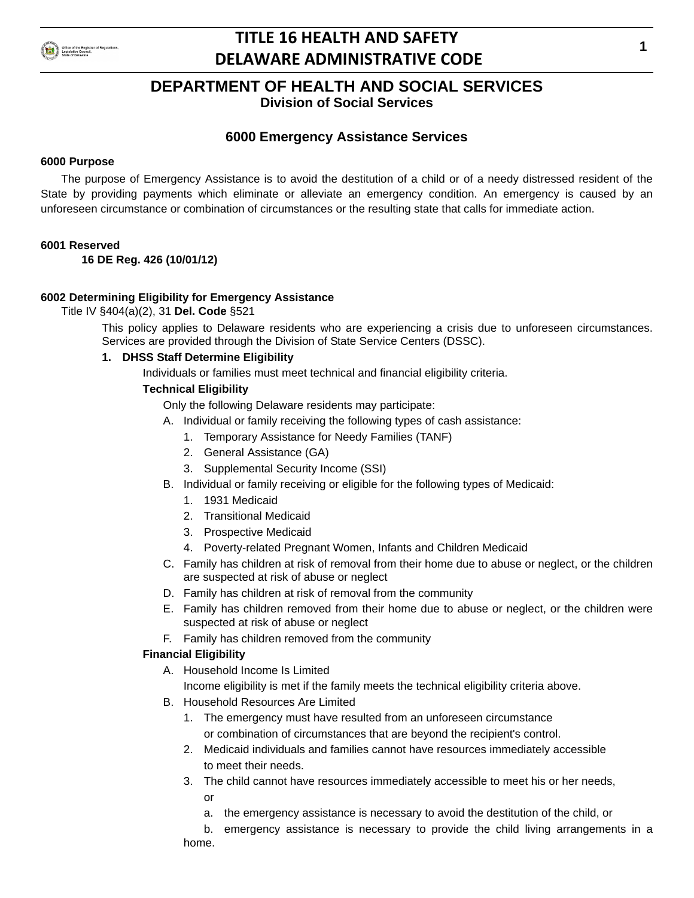# DEPARTMENT OF HEALTH AND SOCIAL SERVICES

## Division of Social Services

### 6000 Emergency Assistance Services

**6000 Purpose**

The purpose of Emergency Assistance is to avoid the destitution of a child or of a needy distressed resident of the State by providing payments which eliminate or alleviate an emergency condition. An emergency is caused by an unforeseen circumstance or combination of circumstances or the resulting state that calls for immediate action.

**6001 Reserved**

**16 DE Reg. 426 (10/01/12)**

**6002 Determining Eligibility for Emergency Assistance**

Title IV §404(a)(2), 31 **Del. Code** §521

This policy applies to Delaware residents who are experiencing a crisis due to unforeseen circumstances. Services are provided through the Division of State Service Centers (DSSC).

**1. DHSS Staff Determine Eligibility**

Individuals or families must meet technical and financial eligibility criteria.

**Technical Eligibility**

Only the following Delaware residents may participate:

A. Individual or family receiving the following types of cash assistance:
   1. Temporary Assistance for Needy Families (TANF)
   2. General Assistance (GA)
   3. Supplemental Security Income (SSI)

B. Individual or family receiving or eligible for the following types of Medicaid:
   1. 1931 Medicaid
   2. Transitional Medicaid
   3. Prospective Medicaid
   4. Poverty-related Pregnant Women, Infants and Children Medicaid

C. Family has children at risk of removal from their home due to abuse or neglect, or the children are suspected at risk of abuse or neglect

D. Family has children at risk of removal from the community

E. Family has children removed from their home due to abuse or neglect, or the children were suspected at risk of abuse or neglect

F. Family has children removed from the community

**Financial Eligibility**

A. Household Income Is Limited

   Income eligibility is met if the family meets the technical eligibility criteria above.

B. Household Resources Are Limited
   1. The emergency must have resulted from an unforeseen circumstance or combination of circumstances that are beyond the recipient's control.
   2. Medicaid individuals and families cannot have resources immediately accessible to meet their needs.
   3. The child cannot have resources immediately accessible to meet his or her needs, or
      a. the emergency assistance is necessary to avoid the destitution of the child, or
      b. emergency assistance is necessary to provide the child living arrangements in a home.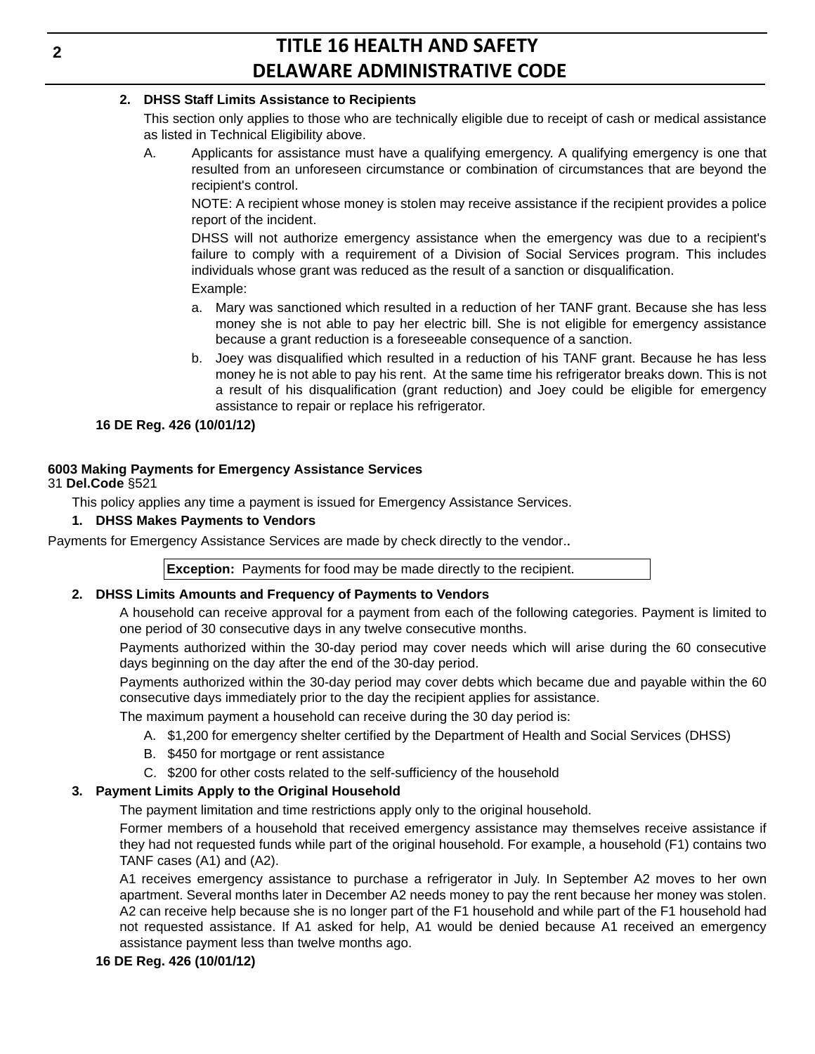**2. DHSS Staff Limits Assistance to Recipients**

This section only applies to those who are technically eligible due to receipt of cash or medical assistance as listed in Technical Eligibility above.

A. Applicants for assistance must have a qualifying emergency. A qualifying emergency is one that resulted from an unforeseen circumstance or combination of circumstances that are beyond the recipient's control.

NOTE: A recipient whose money is stolen may receive assistance if the recipient provides a police report of the incident.

DHSS will not authorize emergency assistance when the emergency was due to a recipient's failure to comply with a requirement of a Division of Social Services program. This includes individuals whose grant was reduced as the result of a sanction or disqualification.

Example:

a. Mary was sanctioned which resulted in a reduction of her TANF grant. Because she has less money she is not able to pay her electric bill. She is not eligible for emergency assistance because a grant reduction is a foreseeable consequence of a sanction.

b. Joey was disqualified which resulted in a reduction of his TANF grant. Because he has less money he is not able to pay his rent. At the same time his refrigerator breaks down. This is not a result of his disqualification (grant reduction) and Joey could be eligible for emergency assistance to repair or replace his refrigerator.

**16 DE Reg. 426 (10/01/12)**

### 6003 Making Payments for Emergency Assistance Services

31 **Del.Code** §521

This policy applies any time a payment is issued for Emergency Assistance Services.

**1. DHSS Makes Payments to Vendors**

Payments for Emergency Assistance Services are made by check directly to the vendor..

**Exception:** Payments for food may be made directly to the recipient.

**2. DHSS Limits Amounts and Frequency of Payments to Vendors**

A household can receive approval for a payment from each of the following categories. Payment is limited to one period of 30 consecutive days in any twelve consecutive months.

Payments authorized within the 30-day period may cover needs which will arise during the 60 consecutive days beginning on the day after the end of the 30-day period.

Payments authorized within the 30-day period may cover debts which became due and payable within the 60 consecutive days immediately prior to the day the recipient applies for assistance.

The maximum payment a household can receive during the 30 day period is:

A. $1,200 for emergency shelter certified by the Department of Health and Social Services (DHSS)

B. $450 for mortgage or rent assistance

C. $200 for other costs related to the self-sufficiency of the household

**3. Payment Limits Apply to the Original Household**

The payment limitation and time restrictions apply only to the original household.

Former members of a household that received emergency assistance may themselves receive assistance if they had not requested funds while part of the original household. For example, a household (F1) contains two TANF cases (A1) and (A2).

A1 receives emergency assistance to purchase a refrigerator in July. In September A2 moves to her own apartment. Several months later in December A2 needs money to pay the rent because her money was stolen. A2 can receive help because she is no longer part of the F1 household and while part of the F1 household had not requested assistance. If A1 asked for help, A1 would be denied because A1 received an emergency assistance payment less than twelve months ago.

**16 DE Reg. 426 (10/01/12)**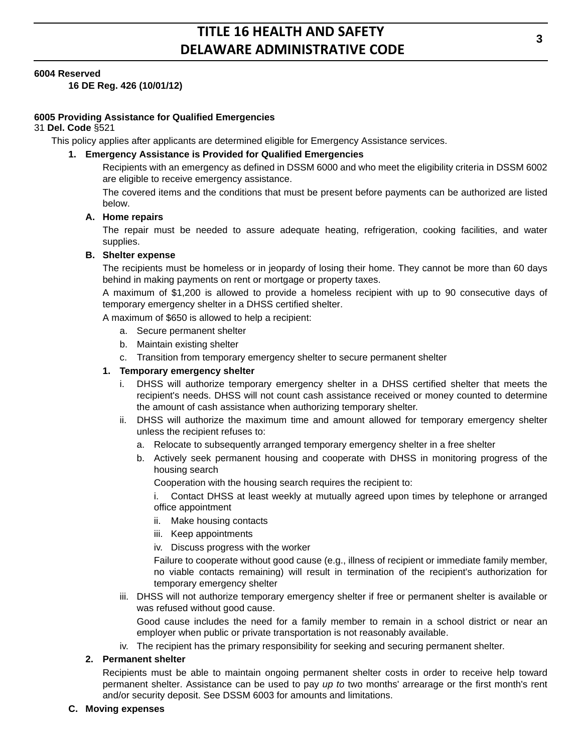**6004 Reserved**

**16 DE Reg. 426 (10/01/12)**

**6005 Providing Assistance for Qualified Emergencies**

31 **Del. Code** §521

This policy applies after applicants are determined eligible for Emergency Assistance services.

**1. Emergency Assistance is Provided for Qualified Emergencies**

Recipients with an emergency as defined in DSSM 6000 and who meet the eligibility criteria in DSSM 6002 are eligible to receive emergency assistance.

The covered items and the conditions that must be present before payments can be authorized are listed below.

**A. Home repairs**

The repair must be needed to assure adequate heating, refrigeration, cooking facilities, and water supplies.

**B. Shelter expense**

The recipients must be homeless or in jeopardy of losing their home. They cannot be more than 60 days behind in making payments on rent or mortgage or property taxes.

A maximum of $1,200 is allowed to provide a homeless recipient with up to 90 consecutive days of temporary emergency shelter in a DHSS certified shelter.

A maximum of $650 is allowed to help a recipient:

a. Secure permanent shelter

b. Maintain existing shelter

c. Transition from temporary emergency shelter to secure permanent shelter

**1. Temporary emergency shelter**

i. DHSS will authorize temporary emergency shelter in a DHSS certified shelter that meets the recipient's needs. DHSS will not count cash assistance received or money counted to determine the amount of cash assistance when authorizing temporary shelter.

ii. DHSS will authorize the maximum time and amount allowed for temporary emergency shelter unless the recipient refuses to:

a. Relocate to subsequently arranged temporary emergency shelter in a free shelter

b. Actively seek permanent housing and cooperate with DHSS in monitoring progress of the housing search

Cooperation with the housing search requires the recipient to:

i. Contact DHSS at least weekly at mutually agreed upon times by telephone or arranged office appointment

ii. Make housing contacts

iii. Keep appointments

iv. Discuss progress with the worker

Failure to cooperate without good cause (e.g., illness of recipient or immediate family member, no viable contacts remaining) will result in termination of the recipient's authorization for temporary emergency shelter

iii. DHSS will not authorize temporary emergency shelter if free or permanent shelter is available or was refused without good cause.

Good cause includes the need for a family member to remain in a school district or near an employer when public or private transportation is not reasonably available.

iv. The recipient has the primary responsibility for seeking and securing permanent shelter.

**2. Permanent shelter**

Recipients must be able to maintain ongoing permanent shelter costs in order to receive help toward permanent shelter. Assistance can be used to pay *up to* two months' arrearage or the first month's rent and/or security deposit. See DSSM 6003 for amounts and limitations.

**C. Moving expenses**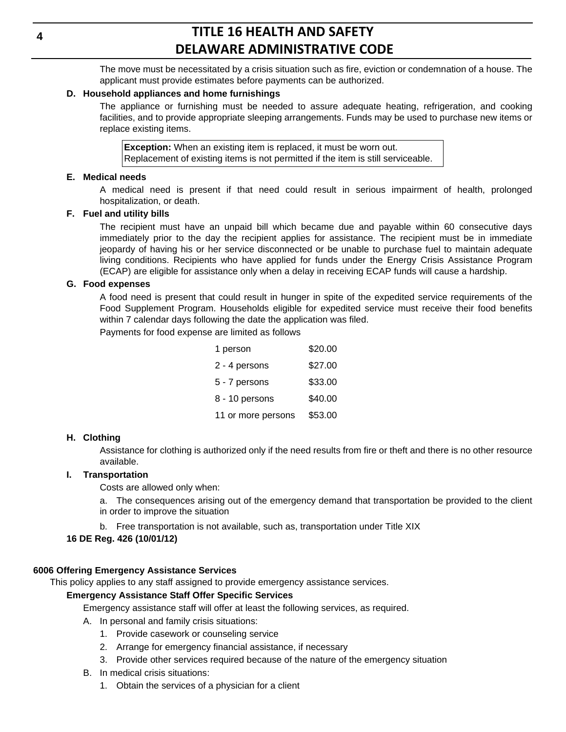The move must be necessitated by a crisis situation such as fire, eviction or condemnation of a house. The applicant must provide estimates before payments can be authorized.

**D. Household appliances and home furnishings**

The appliance or furnishing must be needed to assure adequate heating, refrigeration, and cooking facilities, and to provide appropriate sleeping arrangements. Funds may be used to purchase new items or replace existing items.

> **Exception:** When an existing item is replaced, it must be worn out. Replacement of existing items is not permitted if the item is still serviceable.

**E. Medical needs**

A medical need is present if that need could result in serious impairment of health, prolonged hospitalization, or death.

**F. Fuel and utility bills**

The recipient must have an unpaid bill which became due and payable within 60 consecutive days immediately prior to the day the recipient applies for assistance. The recipient must be in immediate jeopardy of having his or her service disconnected or be unable to purchase fuel to maintain adequate living conditions. Recipients who have applied for funds under the Energy Crisis Assistance Program (ECAP) are eligible for assistance only when a delay in receiving ECAP funds will cause a hardship.

**G. Food expenses**

A food need is present that could result in hunger in spite of the expedited service requirements of the Food Supplement Program. Households eligible for expedited service must receive their food benefits within 7 calendar days following the date the application was filed.

Payments for food expense are limited as follows

| | |
|---|---|
| 1 person | $20.00 |
| 2 - 4 persons | $27.00 |
| 5 - 7 persons | $33.00 |
| 8 - 10 persons | $40.00 |
| 11 or more persons | $53.00 |

**H. Clothing**

Assistance for clothing is authorized only if the need results from fire or theft and there is no other resource available.

**I. Transportation**

Costs are allowed only when:

a. The consequences arising out of the emergency demand that transportation be provided to the client in order to improve the situation

b. Free transportation is not available, such as, transportation under Title XIX

**16 DE Reg. 426 (10/01/12)**

**6006 Offering Emergency Assistance Services**

This policy applies to any staff assigned to provide emergency assistance services.

**Emergency Assistance Staff Offer Specific Services**

Emergency assistance staff will offer at least the following services, as required.

A. In personal and family crisis situations:
   1. Provide casework or counseling service
   2. Arrange for emergency financial assistance, if necessary
   3. Provide other services required because of the nature of the emergency situation

B. In medical crisis situations:
   1. Obtain the services of a physician for a client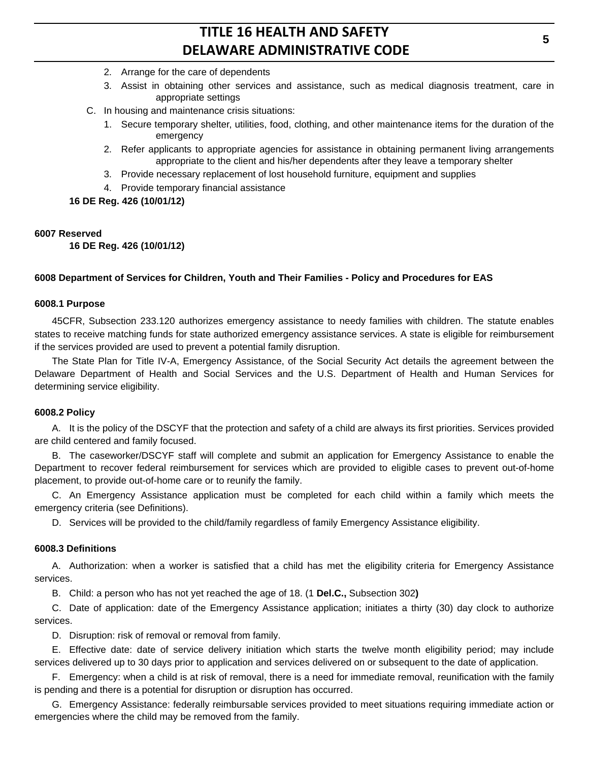2. Arrange for the care of dependents
3. Assist in obtaining other services and assistance, such as medical diagnosis treatment, care in appropriate settings

C. In housing and maintenance crisis situations:

1. Secure temporary shelter, utilities, food, clothing, and other maintenance items for the duration of the emergency
2. Refer applicants to appropriate agencies for assistance in obtaining permanent living arrangements appropriate to the client and his/her dependents after they leave a temporary shelter
3. Provide necessary replacement of lost household furniture, equipment and supplies
4. Provide temporary financial assistance

**16 DE Reg. 426 (10/01/12)**

**6007 Reserved**

**16 DE Reg. 426 (10/01/12)**

**6008 Department of Services for Children, Youth and Their Families - Policy and Procedures for EAS**

**6008.1 Purpose**

45CFR, Subsection 233.120 authorizes emergency assistance to needy families with children. The statute enables states to receive matching funds for state authorized emergency assistance services. A state is eligible for reimbursement if the services provided are used to prevent a potential family disruption.

The State Plan for Title IV-A, Emergency Assistance, of the Social Security Act details the agreement between the Delaware Department of Health and Social Services and the U.S. Department of Health and Human Services for determining service eligibility.

**6008.2 Policy**

A. It is the policy of the DSCYF that the protection and safety of a child are always its first priorities. Services provided are child centered and family focused.

B. The caseworker/DSCYF staff will complete and submit an application for Emergency Assistance to enable the Department to recover federal reimbursement for services which are provided to eligible cases to prevent out-of-home placement, to provide out-of-home care or to reunify the family.

C. An Emergency Assistance application must be completed for each child within a family which meets the emergency criteria (see Definitions).

D. Services will be provided to the child/family regardless of family Emergency Assistance eligibility.

**6008.3 Definitions**

A. Authorization: when a worker is satisfied that a child has met the eligibility criteria for Emergency Assistance services.

B. Child: a person who has not yet reached the age of 18. (1 **Del.C.,** Subsection 302**)**

C. Date of application: date of the Emergency Assistance application; initiates a thirty (30) day clock to authorize services.

D. Disruption: risk of removal or removal from family.

E. Effective date: date of service delivery initiation which starts the twelve month eligibility period; may include services delivered up to 30 days prior to application and services delivered on or subsequent to the date of application.

F. Emergency: when a child is at risk of removal, there is a need for immediate removal, reunification with the family is pending and there is a potential for disruption or disruption has occurred.

G. Emergency Assistance: federally reimbursable services provided to meet situations requiring immediate action or emergencies where the child may be removed from the family.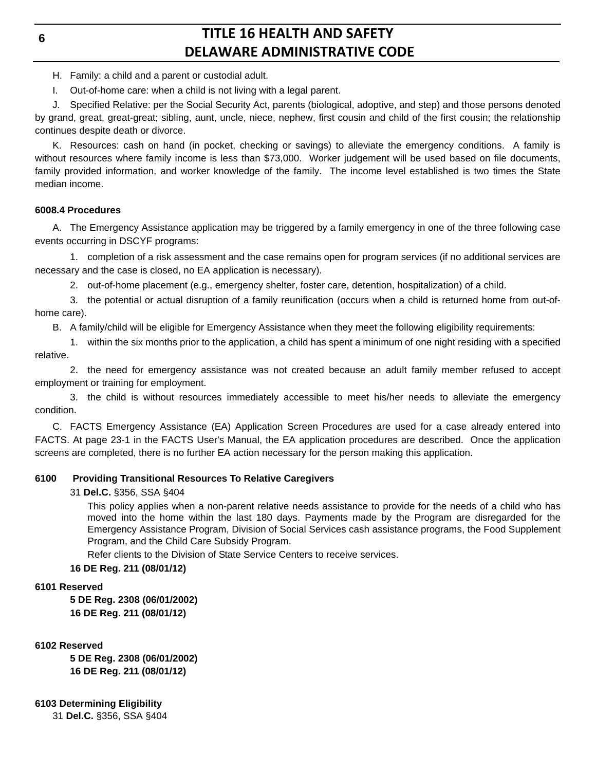H. Family: a child and a parent or custodial adult.

I. Out-of-home care: when a child is not living with a legal parent.

J. Specified Relative: per the Social Security Act, parents (biological, adoptive, and step) and those persons denoted by grand, great, great-great; sibling, aunt, uncle, niece, nephew, first cousin and child of the first cousin; the relationship continues despite death or divorce.

K. Resources: cash on hand (in pocket, checking or savings) to alleviate the emergency conditions. A family is without resources where family income is less than $73,000. Worker judgement will be used based on file documents, family provided information, and worker knowledge of the family. The income level established is two times the State median income.

#### 6008.4 Procedures

A. The Emergency Assistance application may be triggered by a family emergency in one of the three following case events occurring in DSCYF programs:

1. completion of a risk assessment and the case remains open for program services (if no additional services are necessary and the case is closed, no EA application is necessary).

2. out-of-home placement (e.g., emergency shelter, foster care, detention, hospitalization) of a child.

3. the potential or actual disruption of a family reunification (occurs when a child is returned home from out-of-home care).

B. A family/child will be eligible for Emergency Assistance when they meet the following eligibility requirements:

1. within the six months prior to the application, a child has spent a minimum of one night residing with a specified relative.

2. the need for emergency assistance was not created because an adult family member refused to accept employment or training for employment.

3. the child is without resources immediately accessible to meet his/her needs to alleviate the emergency condition.

C. FACTS Emergency Assistance (EA) Application Screen Procedures are used for a case already entered into FACTS. At page 23-1 in the FACTS User's Manual, the EA application procedures are described. Once the application screens are completed, there is no further EA action necessary for the person making this application.

### 6100 Providing Transitional Resources To Relative Caregivers

31 **Del.C.** §356, SSA §404

This policy applies when a non-parent relative needs assistance to provide for the needs of a child who has moved into the home within the last 180 days. Payments made by the Program are disregarded for the Emergency Assistance Program, Division of Social Services cash assistance programs, the Food Supplement Program, and the Child Care Subsidy Program.

Refer clients to the Division of State Service Centers to receive services.

**16 DE Reg. 211 (08/01/12)**

### 6101 Reserved

**5 DE Reg. 2308 (06/01/2002)**
**16 DE Reg. 211 (08/01/12)**

### 6102 Reserved

**5 DE Reg. 2308 (06/01/2002)**
**16 DE Reg. 211 (08/01/12)**

### 6103 Determining Eligibility

31 **Del.C.** §356, SSA §404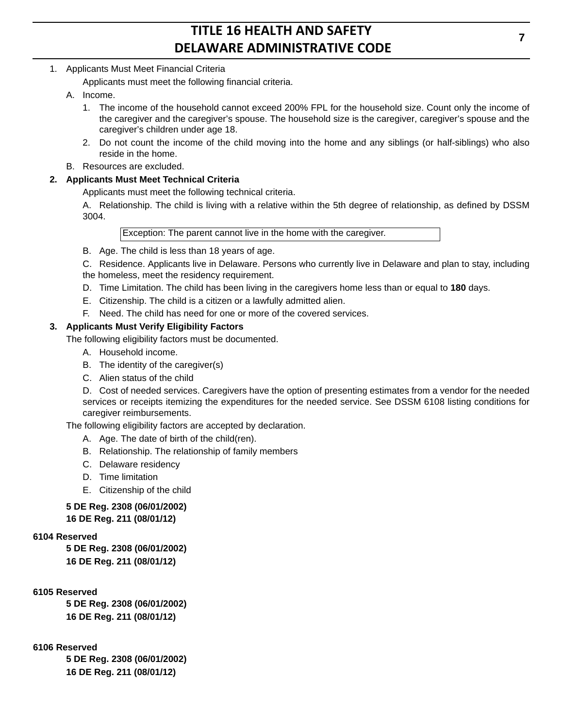1. Applicants Must Meet Financial Criteria

   Applicants must meet the following financial criteria.

   A. Income.

      1. The income of the household cannot exceed 200% FPL for the household size. Count only the income of the caregiver and the caregiver's spouse. The household size is the caregiver, caregiver's spouse and the caregiver's children under age 18.

      2. Do not count the income of the child moving into the home and any siblings (or half-siblings) who also reside in the home.

   B. Resources are excluded.

**2. Applicants Must Meet Technical Criteria**

Applicants must meet the following technical criteria.

A. Relationship. The child is living with a relative within the 5th degree of relationship, as defined by DSSM 3004.

| Exception: The parent cannot live in the home with the caregiver. |
|---|

B. Age. The child is less than 18 years of age.

C. Residence. Applicants live in Delaware. Persons who currently live in Delaware and plan to stay, including the homeless, meet the residency requirement.

D. Time Limitation. The child has been living in the caregivers home less than or equal to **180** days.

E. Citizenship. The child is a citizen or a lawfully admitted alien.

F. Need. The child has need for one or more of the covered services.

**3. Applicants Must Verify Eligibility Factors**

The following eligibility factors must be documented.

A. Household income.

B. The identity of the caregiver(s)

C. Alien status of the child

D. Cost of needed services. Caregivers have the option of presenting estimates from a vendor for the needed services or receipts itemizing the expenditures for the needed service. See DSSM 6108 listing conditions for caregiver reimbursements.

The following eligibility factors are accepted by declaration.

A. Age. The date of birth of the child(ren).

B. Relationship. The relationship of family members

C. Delaware residency

D. Time limitation

E. Citizenship of the child

**5 DE Reg. 2308 (06/01/2002)**

**16 DE Reg. 211 (08/01/12)**

**6104 Reserved**

**5 DE Reg. 2308 (06/01/2002)**

**16 DE Reg. 211 (08/01/12)**

**6105 Reserved**

**5 DE Reg. 2308 (06/01/2002)**

**16 DE Reg. 211 (08/01/12)**

**6106 Reserved**

**5 DE Reg. 2308 (06/01/2002)**

**16 DE Reg. 211 (08/01/12)**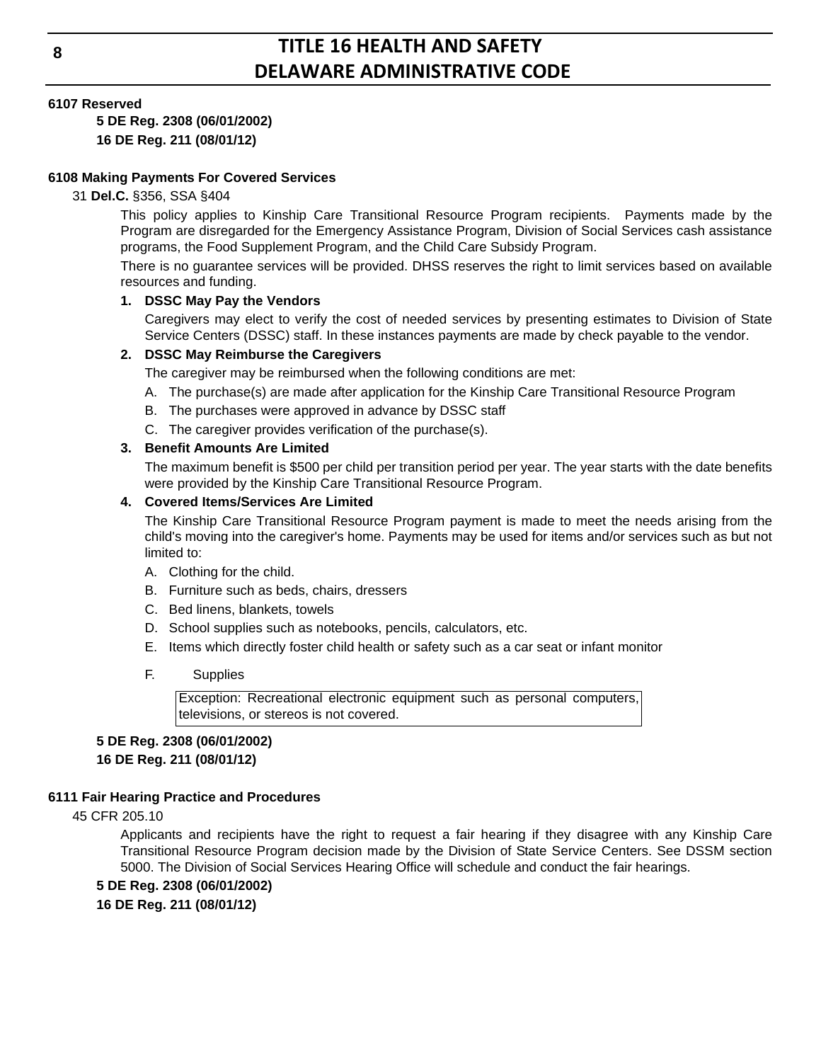**6107 Reserved**

**5 DE Reg. 2308 (06/01/2002)**

**16 DE Reg. 211 (08/01/12)**

**6108 Making Payments For Covered Services**

31 **Del.C.** §356, SSA §404

This policy applies to Kinship Care Transitional Resource Program recipients. Payments made by the Program are disregarded for the Emergency Assistance Program, Division of Social Services cash assistance programs, the Food Supplement Program, and the Child Care Subsidy Program.

There is no guarantee services will be provided. DHSS reserves the right to limit services based on available resources and funding.

**1. DSSC May Pay the Vendors**

Caregivers may elect to verify the cost of needed services by presenting estimates to Division of State Service Centers (DSSC) staff. In these instances payments are made by check payable to the vendor.

**2. DSSC May Reimburse the Caregivers**

The caregiver may be reimbursed when the following conditions are met:

A. The purchase(s) are made after application for the Kinship Care Transitional Resource Program

B. The purchases were approved in advance by DSSC staff

C. The caregiver provides verification of the purchase(s).

**3. Benefit Amounts Are Limited**

The maximum benefit is $500 per child per transition period per year. The year starts with the date benefits were provided by the Kinship Care Transitional Resource Program.

**4. Covered Items/Services Are Limited**

The Kinship Care Transitional Resource Program payment is made to meet the needs arising from the child's moving into the caregiver's home. Payments may be used for items and/or services such as but not limited to:

A. Clothing for the child.

B. Furniture such as beds, chairs, dressers

C. Bed linens, blankets, towels

D. School supplies such as notebooks, pencils, calculators, etc.

E. Items which directly foster child health or safety such as a car seat or infant monitor

F. Supplies

> Exception: Recreational electronic equipment such as personal computers, televisions, or stereos is not covered.

**5 DE Reg. 2308 (06/01/2002)**

**16 DE Reg. 211 (08/01/12)**

**6111 Fair Hearing Practice and Procedures**

45 CFR 205.10

Applicants and recipients have the right to request a fair hearing if they disagree with any Kinship Care Transitional Resource Program decision made by the Division of State Service Centers. See DSSM section 5000. The Division of Social Services Hearing Office will schedule and conduct the fair hearings.

**5 DE Reg. 2308 (06/01/2002)**

**16 DE Reg. 211 (08/01/12)**